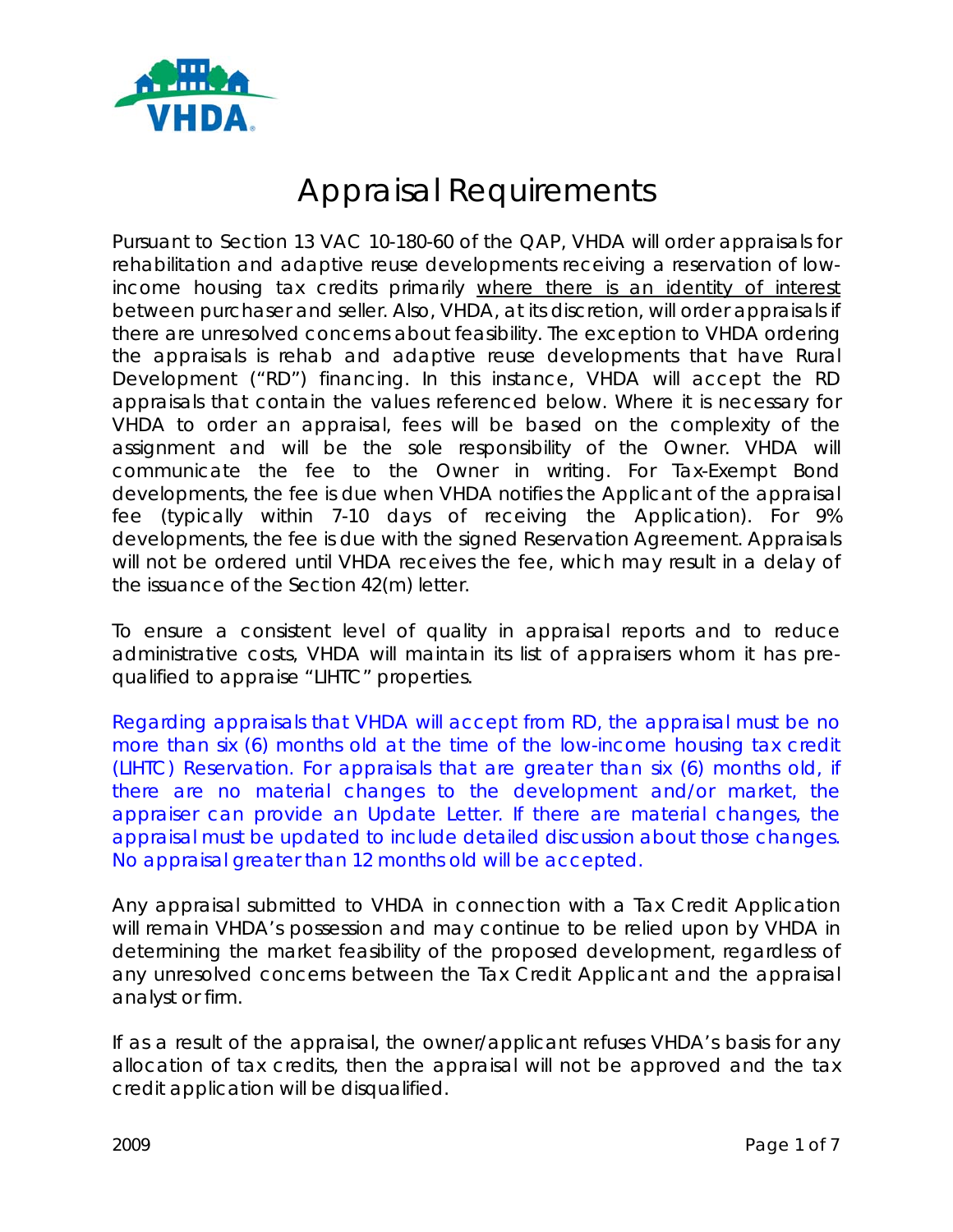# Appraisal Requirements

Pursuant to Section 13 VAC 10-180-60 of the QAP, VHDA will order appraisals for rehabilitation and adaptive reuse developments receiving a reservation of low-income housing tax credits primarily where there is an identity of interest between purchaser and seller. Also, VHDA, at its discretion, will order appraisals if there are unresolved concerns about feasibility. The exception to VHDA ordering the appraisals is rehab and adaptive reuse developments that have Rural Development ("RD") financing. In this instance, VHDA will accept the RD appraisals that contain the values referenced below. Where it is necessary for VHDA to order an appraisal, fees will be based on the complexity of the assignment and will be the sole responsibility of the Owner. VHDA will communicate the fee to the Owner in writing. For Tax-Exempt Bond developments, the fee is due when VHDA notifies the Applicant of the appraisal fee (typically within 7-10 days of receiving the Application). For 9% developments, the fee is due with the signed Reservation Agreement. Appraisals will not be ordered until VHDA receives the fee, which may result in a delay of the issuance of the Section 42(m) letter.

To ensure a consistent level of quality in appraisal reports and to reduce administrative costs, VHDA will maintain its list of appraisers whom it has pre-qualified to appraise "LIHTC" properties.

Regarding appraisals that VHDA will accept from RD, the appraisal must be no more than six (6) months old at the time of the low-income housing tax credit (LIHTC) Reservation. For appraisals that are greater than six (6) months old, if there are no material changes to the development and/or market, the appraiser can provide an Update Letter. If there are material changes, the appraisal must be updated to include detailed discussion about those changes. No appraisal greater than 12 months old will be accepted.

Any appraisal submitted to VHDA in connection with a Tax Credit Application will remain VHDA's possession and may continue to be relied upon by VHDA in determining the market feasibility of the proposed development, regardless of any unresolved concerns between the Tax Credit Applicant and the appraisal analyst or firm.

If as a result of the appraisal, the owner/applicant refuses VHDA's basis for any allocation of tax credits, then the appraisal will not be approved and the tax credit application will be disqualified.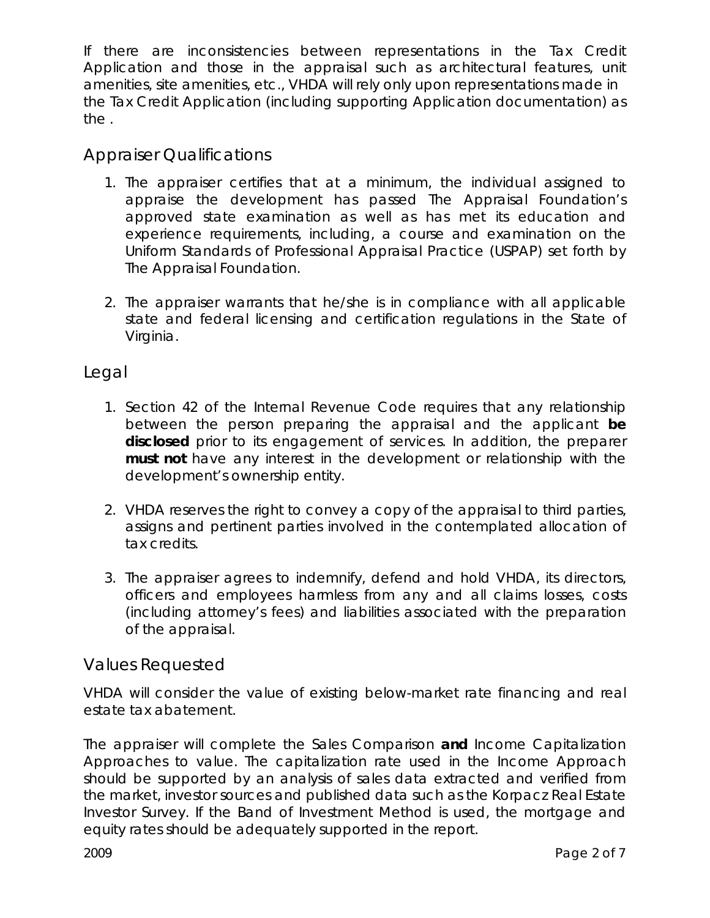If there are inconsistencies between representations in the Tax Credit Application and those in the appraisal such as architectural features, unit amenities, site amenities, etc., VHDA will rely only upon representations made in the Tax Credit Application (including supporting Application documentation) as the .

## Appraiser Qualifications

1. The appraiser certifies that at a minimum, the individual assigned to appraise the development has passed The Appraisal Foundation's approved state examination as well as has met its education and experience requirements, including, a course and examination on the Uniform Standards of Professional Appraisal Practice (USPAP) set forth by The Appraisal Foundation.

2. The appraiser warrants that he/she is in compliance with all applicable state and federal licensing and certification regulations in the State of Virginia.

## Legal

1. Section 42 of the Internal Revenue Code requires that any relationship between the person preparing the appraisal and the applicant **be disclosed** prior to its engagement of services. In addition, the preparer **must not** have any interest in the development or relationship with the development's ownership entity.

2. VHDA reserves the right to convey a copy of the appraisal to third parties, assigns and pertinent parties involved in the contemplated allocation of tax credits.

3. The appraiser agrees to indemnify, defend and hold VHDA, its directors, officers and employees harmless from any and all claims losses, costs (including attorney's fees) and liabilities associated with the preparation of the appraisal.

## Values Requested

VHDA will consider the value of existing below-market rate financing and real estate tax abatement.

The appraiser will complete the Sales Comparison **and** Income Capitalization Approaches to value. The capitalization rate used in the Income Approach should be supported by an analysis of sales data extracted and verified from the market, investor sources and published data such as the Korpacz Real Estate Investor Survey. If the Band of Investment Method is used, the mortgage and equity rates should be adequately supported in the report.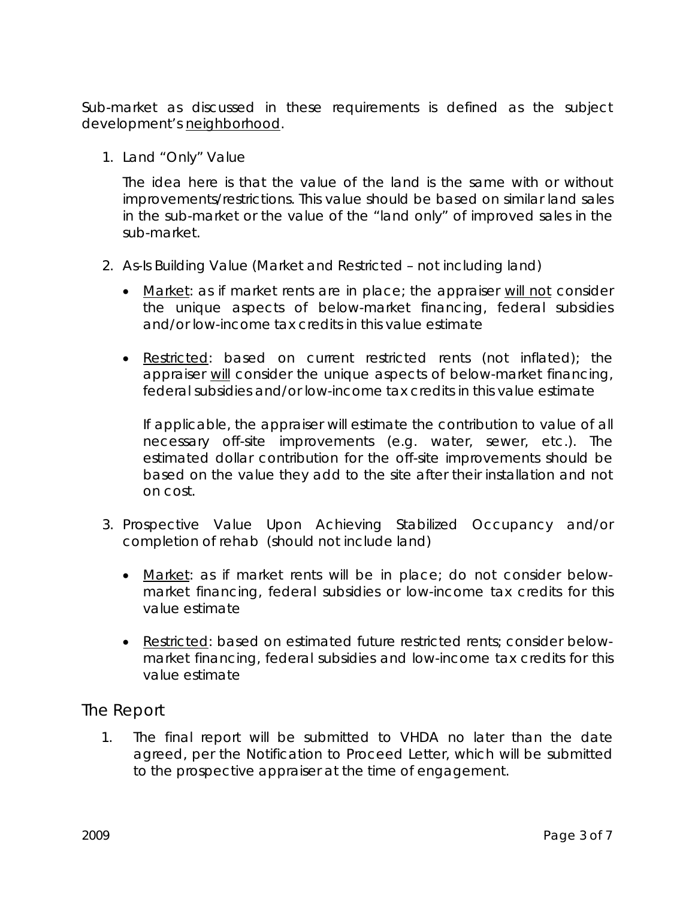Sub-market as discussed in these requirements is defined as the subject development's <u>neighborhood</u>.

1. Land "Only" Value

   The idea here is that the value of the land is the same with or without improvements/restrictions. This value should be based on similar land sales in the sub-market or the value of the "land only" of improved sales in the sub-market.

2. As-Is Building Value (Market and Restricted – not including land)

   - <u>Market</u>: as if market rents are in place; the appraiser <u>will not</u> consider the unique aspects of below-market financing, federal subsidies and/or low-income tax credits in this value estimate

   - <u>Restricted</u>: based on current restricted rents (not inflated); the appraiser <u>will</u> consider the unique aspects of below-market financing, federal subsidies and/or low-income tax credits in this value estimate

     If applicable, the appraiser will estimate the contribution to value of all necessary off-site improvements (e.g. water, sewer, etc.). The estimated dollar contribution for the off-site improvements should be based on the value they add to the site after their installation and not on cost.

3. Prospective Value Upon Achieving Stabilized Occupancy and/or completion of rehab (should not include land)

   - <u>Market</u>: as if market rents will be in place; do not consider below-market financing, federal subsidies or low-income tax credits for this value estimate

   - <u>Restricted</u>: based on estimated future restricted rents; consider below-market financing, federal subsidies and low-income tax credits for this value estimate

## The Report

1. The final report will be submitted to VHDA no later than the date agreed, per the Notification to Proceed Letter, which will be submitted to the prospective appraiser at the time of engagement.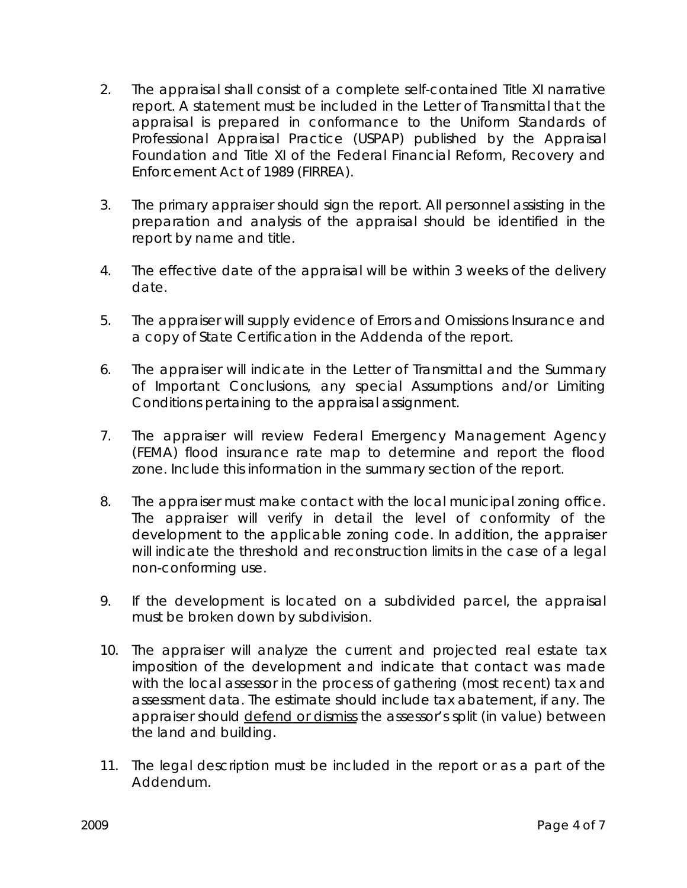2. The appraisal shall consist of a complete self-contained Title XI narrative report. A statement must be included in the Letter of Transmittal that the appraisal is prepared in conformance to the Uniform Standards of Professional Appraisal Practice (USPAP) published by the Appraisal Foundation and Title XI of the Federal Financial Reform, Recovery and Enforcement Act of 1989 (FIRREA).

3. The primary appraiser should sign the report. All personnel assisting in the preparation and analysis of the appraisal should be identified in the report by name and title.

4. The effective date of the appraisal will be within 3 weeks of the delivery date.

5. The appraiser will supply evidence of Errors and Omissions Insurance and a copy of State Certification in the Addenda of the report.

6. The appraiser will indicate in the Letter of Transmittal and the Summary of Important Conclusions, any special Assumptions and/or Limiting Conditions pertaining to the appraisal assignment.

7. The appraiser will review Federal Emergency Management Agency (FEMA) flood insurance rate map to determine and report the flood zone. Include this information in the summary section of the report.

8. The appraiser must make contact with the local municipal zoning office. The appraiser will verify in detail the level of conformity of the development to the applicable zoning code. In addition, the appraiser will indicate the threshold and reconstruction limits in the case of a legal non-conforming use.

9. If the development is located on a subdivided parcel, the appraisal must be broken down by subdivision.

10. The appraiser will analyze the current and projected real estate tax imposition of the development and indicate that contact was made with the local assessor in the process of gathering (most recent) tax and assessment data. The estimate should include tax abatement, if any. The appraiser should <u>defend or dismiss</u> the assessor's split (in value) between the land and building.

11. The legal description must be included in the report or as a part of the Addendum.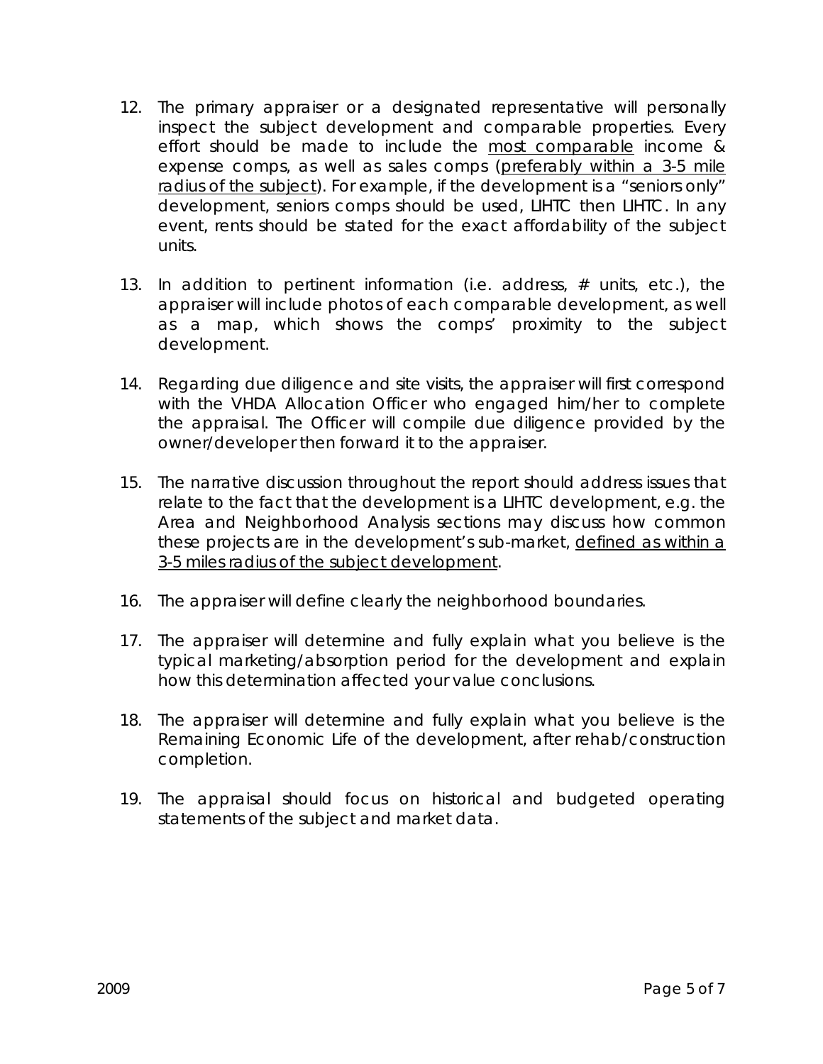12. The primary appraiser or a designated representative will personally inspect the subject development and comparable properties. Every effort should be made to include the <u>most comparable</u> income & expense comps, as well as sales comps (<u>preferably within a 3-5 mile radius of the subject</u>). For example, if the development is a "seniors only" development, seniors comps should be used, LIHTC then LIHTC. In any event, rents should be stated for the exact affordability of the subject units.

13. In addition to pertinent information (i.e. address, # units, etc.), the appraiser will include photos of each comparable development, as well as a map, which shows the comps' proximity to the subject development.

14. Regarding due diligence and site visits, the appraiser will first correspond with the VHDA Allocation Officer who engaged him/her to complete the appraisal. The Officer will compile due diligence provided by the owner/developer then forward it to the appraiser.

15. The narrative discussion throughout the report should address issues that relate to the fact that the development is a LIHTC development, e.g. the Area and Neighborhood Analysis sections may discuss how common these projects are in the development's sub-market, <u>defined as within a 3-5 miles radius of the subject development</u>.

16. The appraiser will define clearly the neighborhood boundaries.

17. The appraiser will determine and fully explain what you believe is the typical marketing/absorption period for the development and explain how this determination affected your value conclusions.

18. The appraiser will determine and fully explain what you believe is the Remaining Economic Life of the development, after rehab/construction completion.

19. The appraisal should focus on historical and budgeted operating statements of the subject and market data.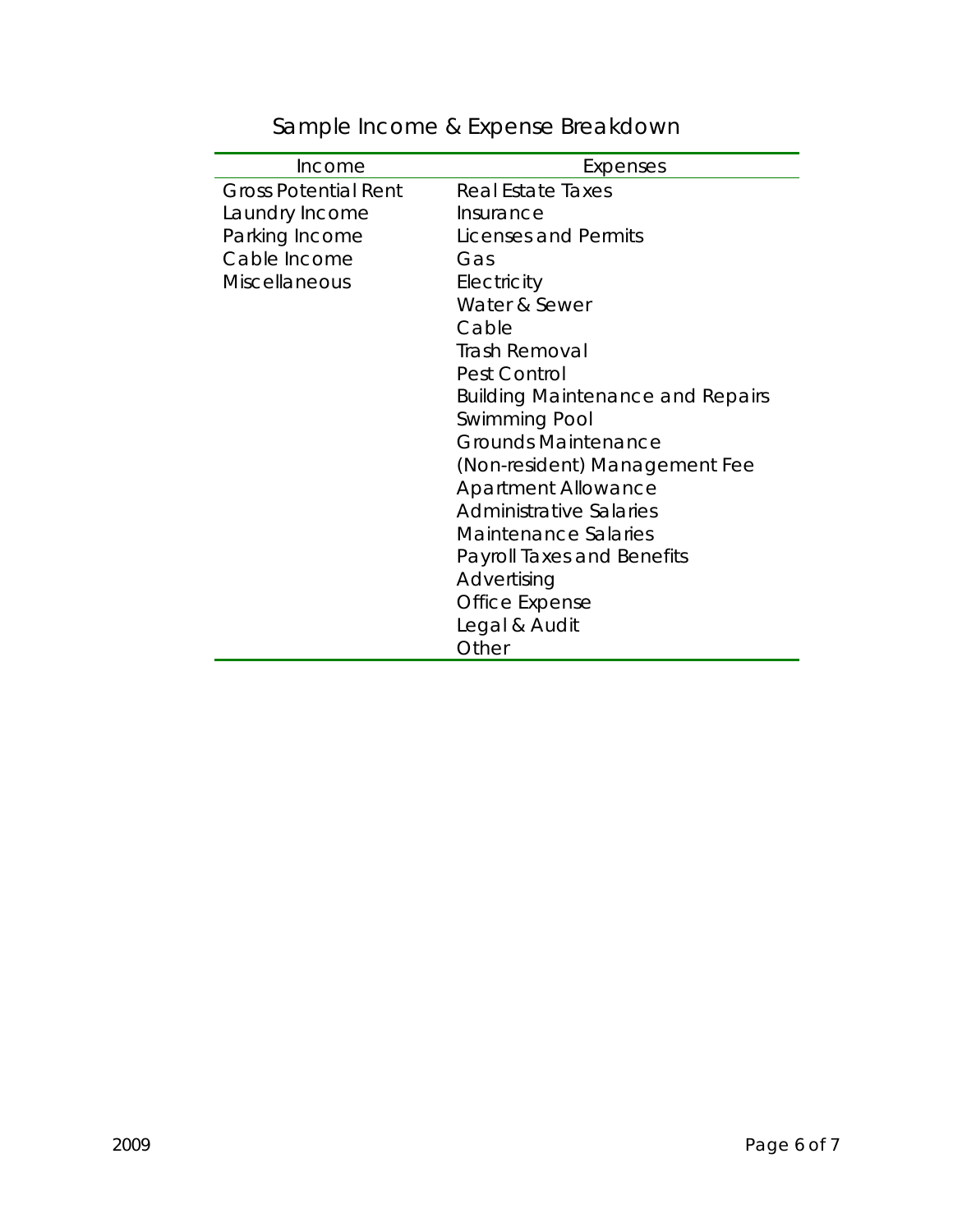## Sample Income & Expense Breakdown

| Income | Expenses |
|---|---|
| Gross Potential Rent | Real Estate Taxes |
| Laundry Income | Insurance |
| Parking Income | Licenses and Permits |
| Cable Income | Gas |
| Miscellaneous | Electricity |
| | Water & Sewer |
| | Cable |
| | Trash Removal |
| | Pest Control |
| | Building Maintenance and Repairs |
| | Swimming Pool |
| | Grounds Maintenance |
| | (Non-resident) Management Fee |
| | Apartment Allowance |
| | Administrative Salaries |
| | Maintenance Salaries |
| | Payroll Taxes and Benefits |
| | Advertising |
| | Office Expense |
| | Legal & Audit |
| | Other |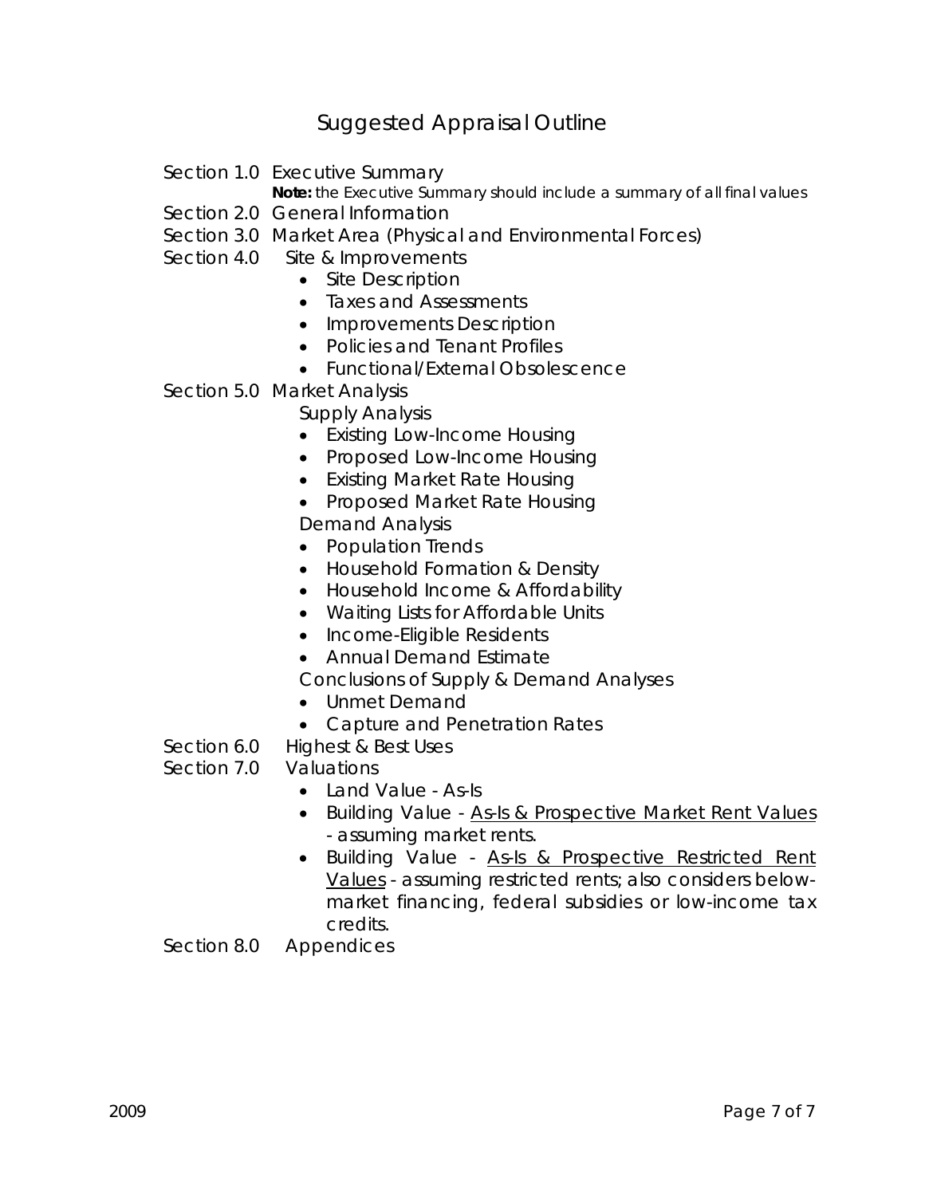# Suggested Appraisal Outline

Section 1.0 Executive Summary

**Note:** the Executive Summary should include a summary of all final values

Section 2.0 General Information

Section 3.0 Market Area (Physical and Environmental Forces)

Section 4.0 Site & Improvements

- Site Description
- Taxes and Assessments
- Improvements Description
- Policies and Tenant Profiles
- Functional/External Obsolescence

Section 5.0 Market Analysis

Supply Analysis

- Existing Low-Income Housing
- Proposed Low-Income Housing
- Existing Market Rate Housing
- Proposed Market Rate Housing

Demand Analysis

- Population Trends
- Household Formation & Density
- Household Income & Affordability
- Waiting Lists for Affordable Units
- Income-Eligible Residents
- Annual Demand Estimate

Conclusions of Supply & Demand Analyses

- Unmet Demand
- Capture and Penetration Rates

Section 6.0 Highest & Best Uses

Section 7.0 Valuations

- Land Value - As-Is
- Building Value - <u>As-Is & Prospective Market Rent Values</u> - assuming market rents.
- Building Value - <u>As-Is & Prospective Restricted Rent Values</u> - assuming restricted rents; also considers below-market financing, federal subsidies or low-income tax credits.

Section 8.0 Appendices